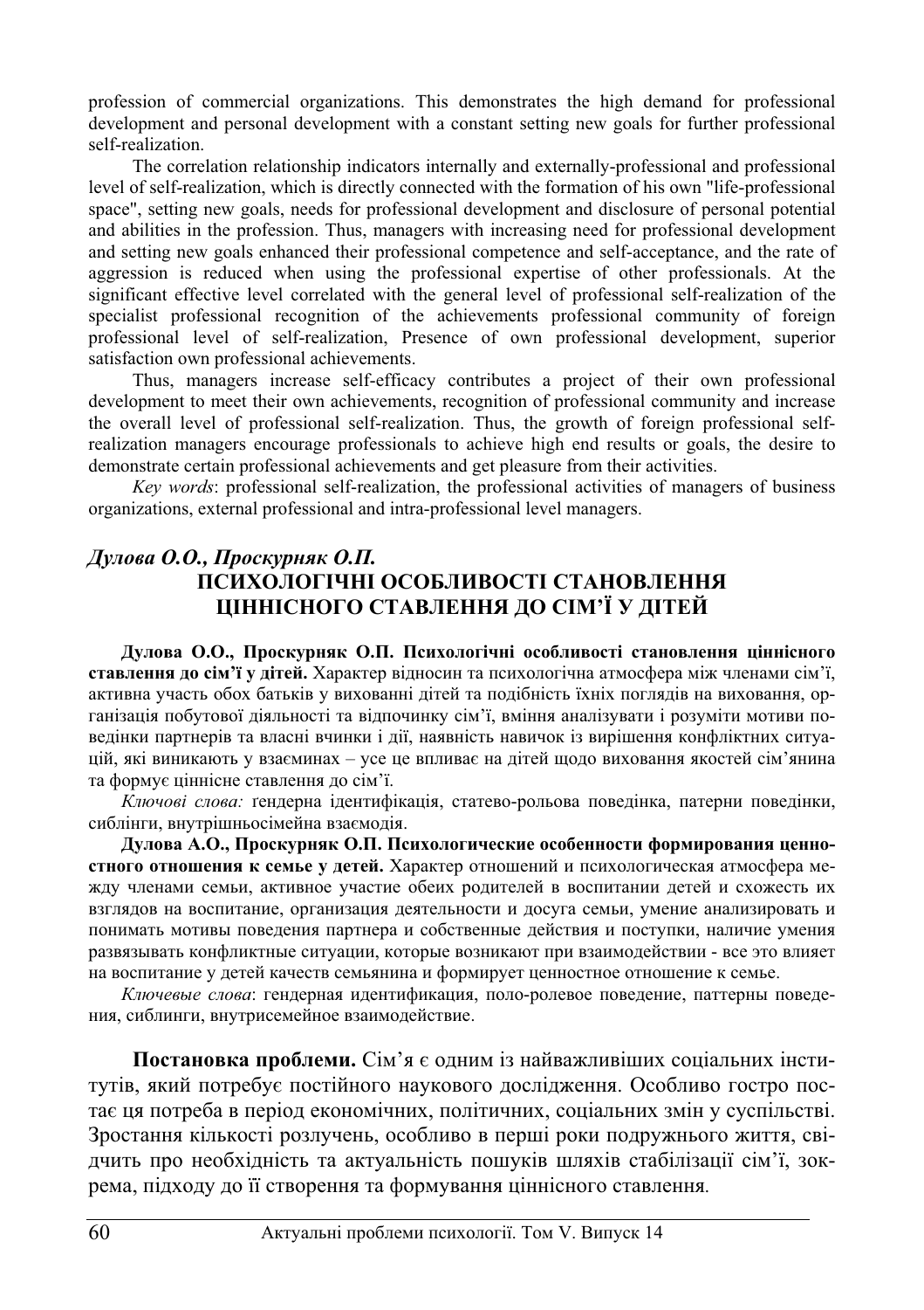profession of commercial organizations. This demonstrates the high demand for professional development and personal development with a constant setting new goals for further professional self-realization.

The correlation relationship indicators internally and externally-professional and professional level of self-realization, which is directly connected with the formation of his own "life-professional space", setting new goals, needs for professional development and disclosure of personal potential and abilities in the profession. Thus, managers with increasing need for professional development and setting new goals enhanced their professional competence and self-acceptance, and the rate of aggression is reduced when using the professional expertise of other professionals. At the significant effective level correlated with the general level of professional self-realization of the specialist professional recognition of the achievements professional community of foreign professional level of self-realization, Presence of own professional development, superior satisfaction own professional achievements.

Thus, managers increase self-efficacy contributes a project of their own professional development to meet their own achievements, recognition of professional community and increase the overall level of professional self-realization. Thus, the growth of foreign professional self-realization managers encourage professionals to achieve high end results or goals, the desire to demonstrate certain professional achievements and get pleasure from their activities.

*Key words*: professional self-realization, the professional activities of managers of business organizations, external professional and intra-professional level managers.

***Дулова О.О., Проскурняк О.П.***

## ПСИХОЛОГІЧНІ ОСОБЛИВОСТІ СТАНОВЛЕННЯ ЦІННІСНОГО СТАВЛЕННЯ ДО СІМ'Ї У ДІТЕЙ

**Дулова О.О., Проскурняк О.П. Психологічні особливості становлення ціннісного ставлення до сім'ї у дітей.** Характер відносин та психологічна атмосфера між членами сім'ї, активна участь обох батьків у вихованні дітей та подібність їхніх поглядів на виховання, організація побутової діяльності та відпочинку сім'ї, вміння аналізувати і розуміти мотиви поведінки партнерів та власні вчинки і дії, наявність навичок із вирішення конфліктних ситуацій, які виникають у взаєминах – усе це впливає на дітей щодо виховання якостей сім'янина та формує ціннісне ставлення до сім'ї.

*Ключові слова:* гендерна ідентифікація, статево-рольова поведінка, патерни поведінки, сиблінги, внутрішньосімейна взаємодія.

**Дулова А.О., Проскурняк О.П. Психологические особенности формирования ценностного отношения к семье у детей.** Характер отношений и психологическая атмосфера между членами семьи, активное участие обеих родителей в воспитании детей и схожесть их взглядов на воспитание, организация деятельности и досуга семьи, умение анализировать и понимать мотивы поведения партнера и собственные действия и поступки, наличие умения развязывать конфликтные ситуации, которые возникают при взаимодействии - все это влияет на воспитание у детей качеств семьянина и формирует ценностное отношение к семье.

*Ключевые слова*: гендерная идентификация, поло-ролевое поведение, паттерны поведения, сиблинги, внутрисемейное взаимодействие.

**Постановка проблеми.** Сім'я є одним із найважливіших соціальних інститутів, який потребує постійного наукового дослідження. Особливо гостро постає ця потреба в період економічних, політичних, соціальних змін у суспільстві. Зростання кількості розлучень, особливо в перші роки подружнього життя, свідчить про необхідність та актуальність пошуків шляхів стабілізації сім'ї, зокрема, підходу до її створення та формування ціннісного ставлення.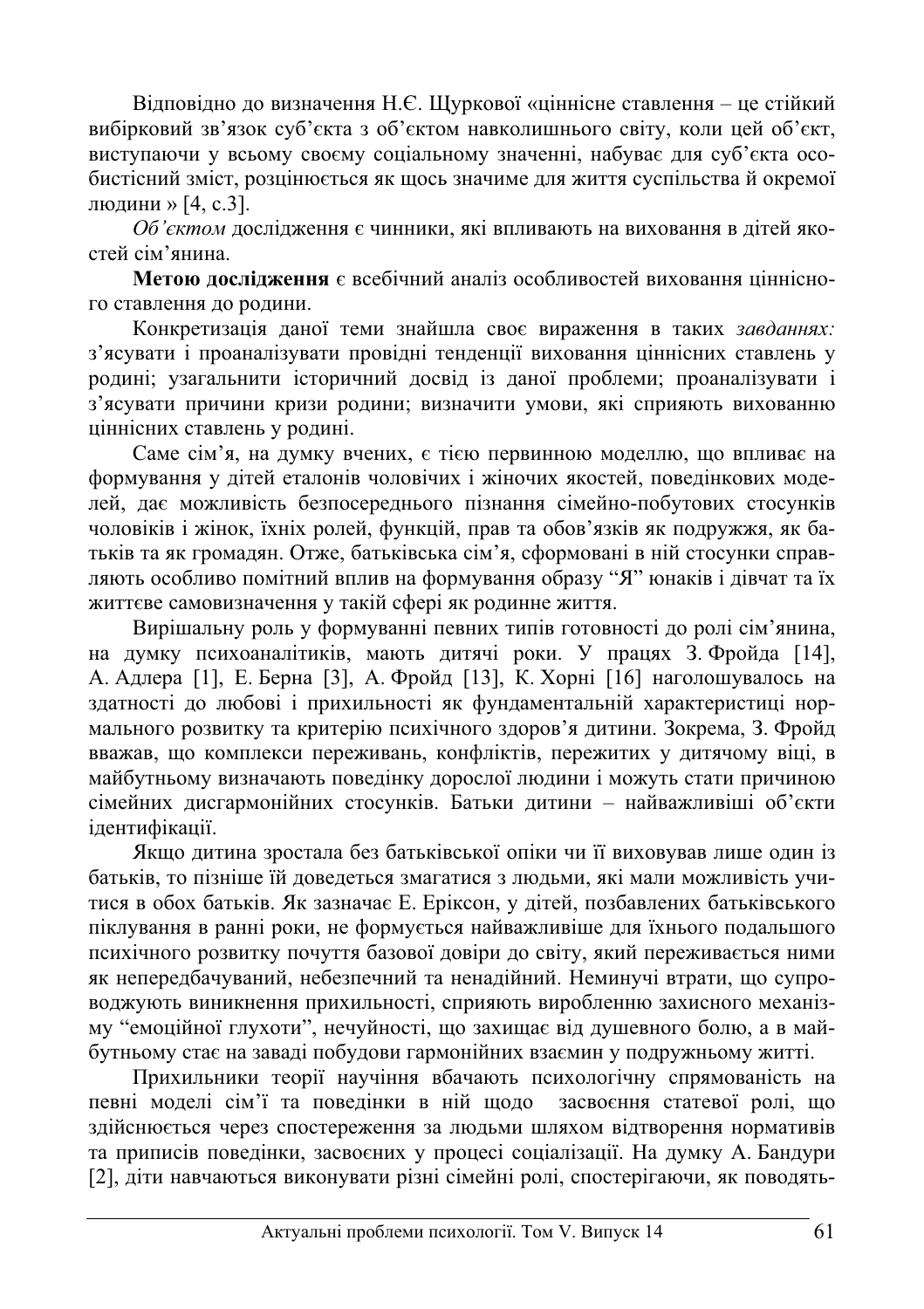Відповідно до визначення Н.Є. Щуркової «ціннісне ставлення – це стійкий вибірковий зв'язок суб'єкта з об'єктом навколишнього світу, коли цей об'єкт, виступаючи у всьому своєму соціальному значенні, набуває для суб'єкта особистісний зміст, розцінюється як щось значиме для життя суспільства й окремої людини » [4, с.3].

*Об'єктом* дослідження є чинники, які впливають на виховання в дітей якостей сім'янина.

**Метою дослідження** є всебічний аналіз особливостей виховання ціннісного ставлення до родини.

Конкретизація даної теми знайшла своє вираження в таких *завданнях:* з'ясувати і проаналізувати провідні тенденції виховання ціннісних ставлень у родині; узагальнити історичний досвід із даної проблеми; проаналізувати і з'ясувати причини кризи родини; визначити умови, які сприяють вихованню ціннісних ставлень у родині.

Саме сім'я, на думку вчених, є тією первинною моделлю, що впливає на формування у дітей еталонів чоловічих і жіночих якостей, поведінкових моделей, дає можливість безпосереднього пізнання сімейно-побутових стосунків чоловіків і жінок, їхніх ролей, функцій, прав та обов'язків як подружжя, як батьків та як громадян. Отже, батьківська сім'я, сформовані в ній стосунки справляють особливо помітний вплив на формування образу "Я" юнаків і дівчат та їх життєве самовизначення у такій сфері як родинне життя.

Вирішальну роль у формуванні певних типів готовності до ролі сім'янина, на думку психоаналітиків, мають дитячі роки. У працях З. Фройда [14], А. Адлера [1], Е. Берна [3], А. Фройд [13], К. Хорні [16] наголошувалось на здатності до любові і прихильності як фундаментальній характеристиці нормального розвитку та критерію психічного здоров'я дитини. Зокрема, З. Фройд вважав, що комплекси переживань, конфліктів, пережитих у дитячому віці, в майбутньому визначають поведінку дорослої людини і можуть стати причиною сімейних дисгармонійних стосунків. Батьки дитини – найважливіші об'єкти ідентифікації.

Якщо дитина зростала без батьківської опіки чи її виховував лише один із батьків, то пізніше їй доведеться змагатися з людьми, які мали можливість учитися в обох батьків. Як зазначає Е. Еріксон, у дітей, позбавлених батьківського піклування в ранні роки, не формується найважливіше для їхнього подальшого психічного розвитку почуття базової довіри до світу, який переживається ними як непередбачуваний, небезпечний та ненадійний. Неминучі втрати, що супроводжують виникнення прихильності, сприяють виробленню захисного механізму "емоційної глухоти", нечуйності, що захищає від душевного болю, а в майбутньому стає на заваді побудови гармонійних взаємин у подружньому житті.

Прихильники теорії научіння вбачають психологічну спрямованість на певні моделі сім'ї та поведінки в ній щодо засвоєння статевої ролі, що здійснюється через спостереження за людьми шляхом відтворення нормативів та приписів поведінки, засвоєних у процесі соціалізації. На думку А. Бандури [2], діти навчаються виконувати різні сімейні ролі, спостерігаючи, як поводять-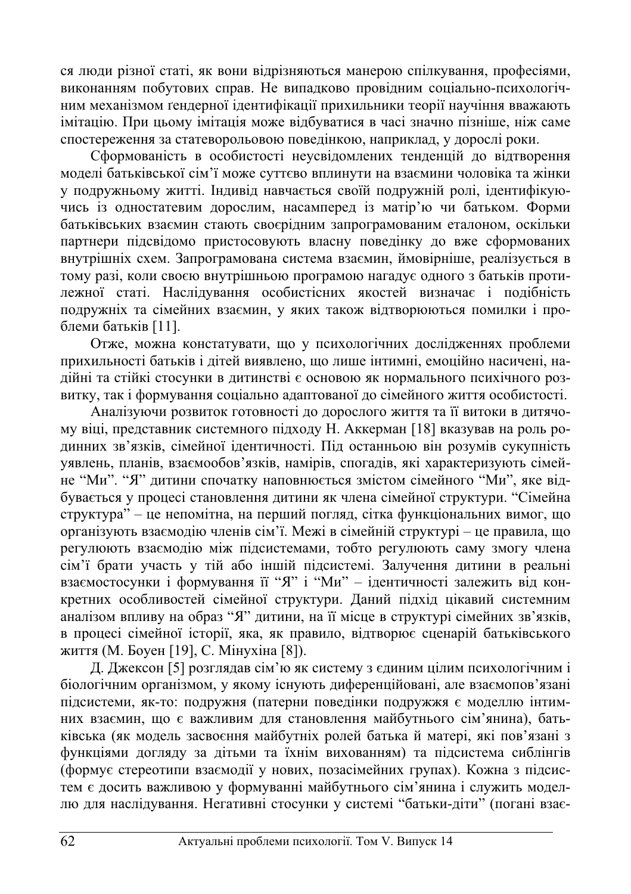ся люди різної статі, як вони відрізняються манерою спілкування, професіями, виконанням побутових справ. Не випадково провідним соціально-психологічним механізмом ґендерної ідентифікації прихильники теорії научіння вважають імітацію. При цьому імітація може відбуватися в часі значно пізніше, ніж саме спостереження за статевоорольовою поведінкою, наприклад, у дорослі роки.

Сформованість в особистості неусвідомлених тенденцій до відтворення моделі батьківської сім'ї може суттєво вплинути на взаємини чоловіка та жінки у подружньому житті. Індивід навчається своїй подружній ролі, ідентифікуючись із одностатевим дорослим, насамперед із матір'ю чи батьком. Форми батьківських взаємин стають своєрідним запрограмованим еталоном, оскільки партнери підсвідомо пристосовують власну поведінку до вже сформованих внутрішніх схем. Запрограмована система взаємин, ймовірніше, реалізується в тому разі, коли своєю внутрішньою програмою нагадує одного з батьків протилежної статі. Наслідування особистісних якостей визначає і подібність подружніх та сімейних взаємин, у яких також відтворюються помилки і проблеми батьків [11].

Отже, можна констатувати, що у психологічних дослідженнях проблеми прихильності батьків і дітей виявлено, що лише інтимні, емоційно насичені, надійні та стійкі стосунки в дитинстві є основою як нормального психічного розвитку, так і формування соціально адаптованої до сімейного життя особистості.

Аналізуючи розвиток готовності до дорослого життя та її витоки в дитячому віці, представник системного підходу Н. Аккерман [18] вказував на роль родинних зв'язків, сімейної ідентичності. Під останньою він розумів сукупність уявлень, планів, взаємообов'язків, намірів, спогадів, які характеризують сімейне "Ми". "Я" дитини спочатку наповнюється змістом сімейного "Ми", яке відбувається у процесі становлення дитини як члена сімейної структури. "Сімейна структура" – це непомітна, на перший погляд, сітка функціональних вимог, що організують взаємодію членів сім'ї. Межі в сімейній структурі – це правила, що регулюють взаємодію між підсистемами, тобто регулюють саму змогу члена сім'ї брати участь у тій або іншій підсистемі. Залучення дитини в реальні взаємостосунки і формування її "Я" і "Ми" – ідентичності залежить від конкретних особливостей сімейної структури. Даний підхід цікавий системним аналізом впливу на образ "Я" дитини, на її місце в структурі сімейних зв'язків, в процесі сімейної історії, яка, як правило, відтворює сценарій батьківського життя (М. Боуен [19], С. Мінухіна [8]).

Д. Джексон [5] розглядав сім'ю як систему з єдиним цілим психологічним і біологічним організмом, у якому існують диференційовані, але взаємопов'язані підсистеми, як-то: подружня (патерни поведінки подружжя є моделлю інтимних взаємин, що є важливим для становлення майбутнього сім'янина), батьківська (як модель засвоєння майбутніх ролей батька й матері, які пов'язані з функціями догляду за дітьми та їхнім вихованням) та підсистема сиблінгів (формує стереотипи взаємодії у нових, позасімейних групах). Кожна з підсистем є досить важливою у формуванні майбутнього сім'янина і служить моделлю для наслідування. Негативні стосунки у системі "батьки-діти" (погані взає-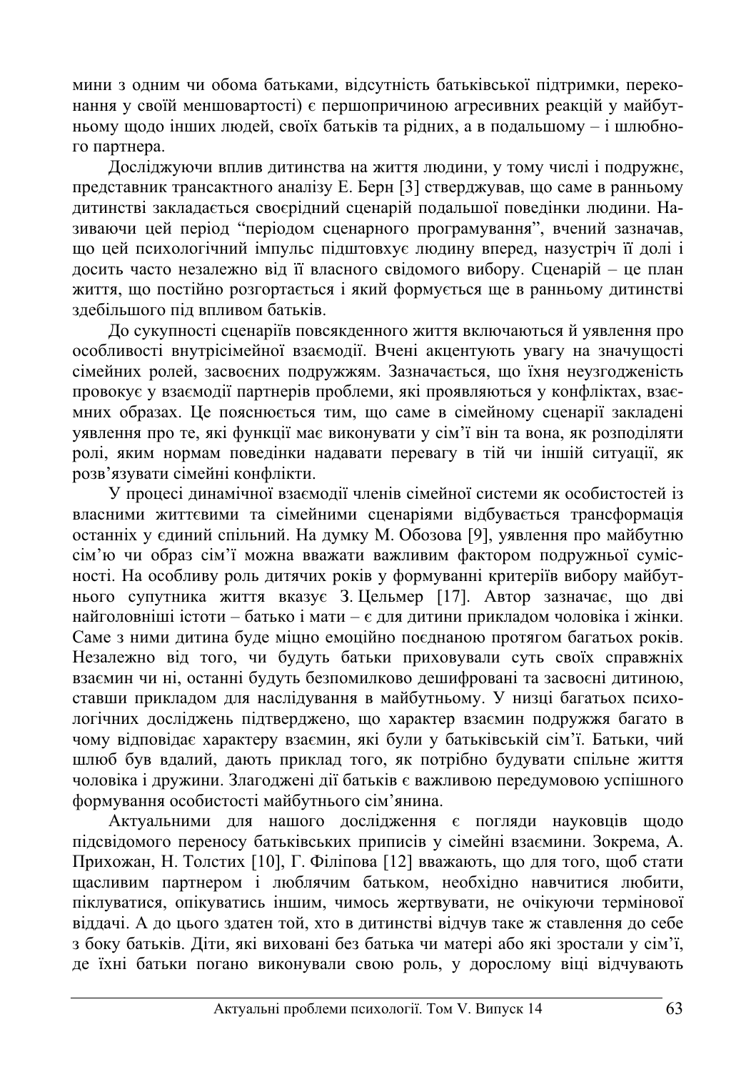мини з одним чи обома батьками, відсутність батьківської підтримки, переконання у своїй меншовартості) є першопричиною агресивних реакцій у майбутньому щодо інших людей, своїх батьків та рідних, а в подальшому – і шлюбного партнера.

Досліджуючи вплив дитинства на життя людини, у тому числі і подружнє, представник трансактного аналізу Е. Берн [3] стверджував, що саме в ранньому дитинстві закладається своєрідний сценарій подальшої поведінки людини. Називаючи цей період "періодом сценарного програмування", вчений зазначав, що цей психологічний імпульс підштовхує людину вперед, назустріч її долі і досить часто незалежно від її власного свідомого вибору. Сценарій – це план життя, що постійно розгортається і який формується ще в ранньому дитинстві здебільшого під впливом батьків.

До сукупності сценаріїв повсякденного життя включаються й уявлення про особливості внутрісімейної взаємодії. Вчені акцентують увагу на значущості сімейних ролей, засвоєних подружжям. Зазначається, що їхня неузгодженість провокує у взаємодії партнерів проблеми, які проявляються у конфліктах, взаємних образах. Це пояснюється тим, що саме в сімейному сценарії закладені уявлення про те, які функції має виконувати у сім'ї він та вона, як розподіляти ролі, яким нормам поведінки надавати перевагу в тій чи іншій ситуації, як розв'язувати сімейні конфлікти.

У процесі динамічної взаємодії членів сімейної системи як особистостей із власними життєвими та сімейними сценаріями відбувається трансформація останніх у єдиний спільний. На думку М. Обозова [9], уявлення про майбутню сім'ю чи образ сім'ї можна вважати важливим фактором подружньої сумісності. На особливу роль дитячих років у формуванні критеріїв вибору майбутнього супутника життя вказує З. Цельмер [17]. Автор зазначає, що дві найголовніші істоти – батько і мати – є для дитини прикладом чоловіка і жінки. Саме з ними дитина буде міцно емоційно поєднаною протягом багатьох років. Незалежно від того, чи будуть батьки приховували суть своїх справжніх взаємин чи ні, останні будуть безпомилково дешифровані та засвоєні дитиною, ставши прикладом для наслідування в майбутньому. У низці багатьох психологічних досліджень підтверджено, що характер взаємин подружжя багато в чому відповідає характеру взаємин, які були у батьківській сім'ї. Батьки, чий шлюб був вдалий, дають приклад того, як потрібно будувати спільне життя чоловіка і дружини. Злагоджені дії батьків є важливою передумовою успішного формування особистості майбутнього сім'янина.

Актуальними для нашого дослідження є погляди науковців щодо підсвідомого переносу батьківських приписів у сімейні взаємини. Зокрема, А. Прихожан, Н. Толстих [10], Г. Філіпова [12] вважають, що для того, щоб стати щасливим партнером і люблячим батьком, необхідно навчитися любити, піклуватися, опікуватись іншим, чимось жертвувати, не очікуючи термінової віддачі. А до цього здатен той, хто в дитинстві відчув таке ж ставлення до себе з боку батьків. Діти, які виховані без батька чи матері або які зростали у сім'ї, де їхні батьки погано виконували свою роль, у дорослому віці відчувають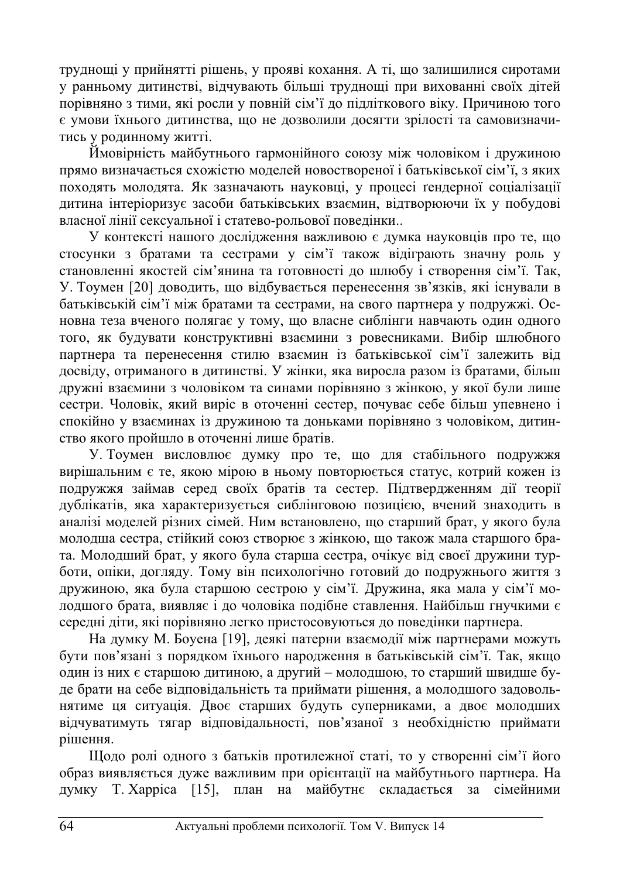труднощі у прийнятті рішень, у прояві кохання. А ті, що залишилися сиротами у ранньому дитинстві, відчувають більші труднощі при вихованні своїх дітей порівняно з тими, які росли у повній сім'ї до підліткового віку. Причиною того є умови їхнього дитинства, що не дозволили досягти зрілості та самовизначитись у родинному житті.

Ймовірність майбутнього гармонійного союзу між чоловіком і дружиною прямо визначається схожістю моделей новоствореної і батьківської сім'ї, з яких походять молодята. Як зазначають науковці, у процесі ґендерної соціалізації дитина інтеріоризує засоби батьківських взаємин, відтворюючи їх у побудові власної лінії сексуальної і статево-рольової поведінки..

У контексті нашого дослідження важливою є думка науковців про те, що стосунки з братами та сестрами у сім'ї також відіграють значну роль у становленні якостей сім'янина та готовності до шлюбу і створення сім'ї. Так, У. Тоумен [20] доводить, що відбувається перенесення зв'язків, які існували в батьківській сім'ї між братами та сестрами, на свого партнера у подружжі. Основна теза вченого полягає у тому, що власне сиблінги навчають один одного того, як будувати конструктивні взаємини з ровесниками. Вибір шлюбного партнера та перенесення стилю взаємин із батьківської сім'ї залежить від досвіду, отриманого в дитинстві. У жінки, яка виросла разом із братами, більш дружні взаємини з чоловіком та синами порівняно з жінкою, у якої були лише сестри. Чоловік, який виріс в оточенні сестер, почуває себе більш упевнено і спокійно у взаєминах із дружиною та доньками порівняно з чоловіком, дитинство якого пройшло в оточенні лише братів.

У. Тоумен висловлює думку про те, що для стабільного подружжя вирішальним є те, якою мірою в ньому повторюється статус, котрий кожен із подружжя займав серед своїх братів та сестер. Підтвердженням дії теорії дублікатів, яка характеризується сиблінговою позицією, вчений знаходить в аналізі моделей різних сімей. Ним встановлено, що старший брат, у якого була молодша сестра, стійкий союз створює з жінкою, що також мала старшого брата. Молодший брат, у якого була старша сестра, очікує від своєї дружини турботи, опіки, догляду. Тому він психологічно готовий до подружнього життя з дружиною, яка була старшою сестрою у сім'ї. Дружина, яка мала у сім'ї молодшого брата, виявляє і до чоловіка подібне ставлення. Найбільш гнучкими є середні діти, які порівняно легко пристосовуються до поведінки партнера.

На думку М. Боуена [19], деякі патерни взаємодії між партнерами можуть бути пов'язані з порядком їхнього народження в батьківській сім'ї. Так, якщо один із них є старшою дитиною, а другий – молодшою, то старший швидше буде брати на себе відповідальність та приймати рішення, а молодшого задовольнятиме ця ситуація. Двоє старших будуть суперниками, а двоє молодших відчуватимуть тягар відповідальності, пов'язаної з необхідністю приймати рішення.

Щодо ролі одного з батьків протилежної статі, то у створенні сім'ї його образ виявляється дуже важливим при орієнтації на майбутнього партнера. На думку Т. Харріса [15], план на майбутнє складається за сімейними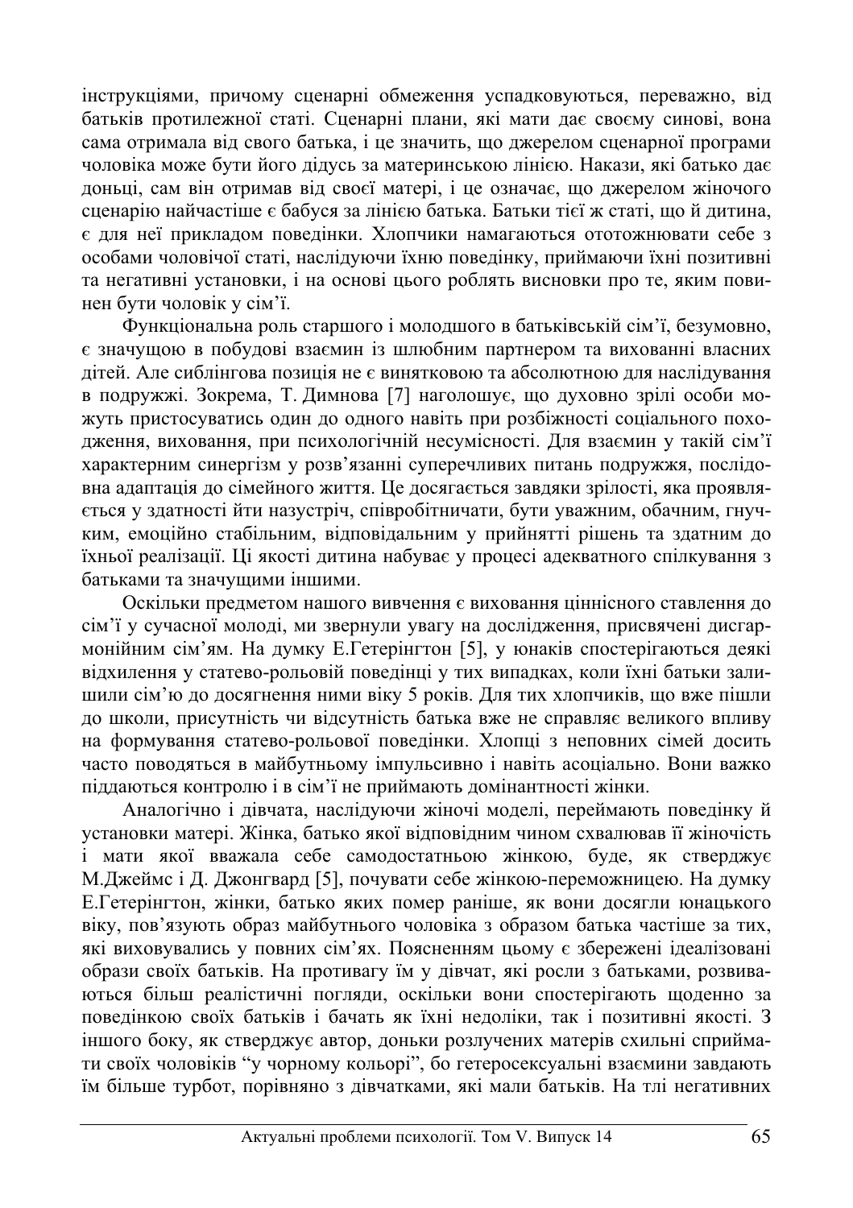інструкціями, причому сценарні обмеження успадковуються, переважно, від батьків протилежної статі. Сценарні плани, які мати дає своєму синові, вона сама отримала від свого батька, і це значить, що джерелом сценарної програми чоловіка може бути його дідусь за материнською лінією. Накази, які батько дає доньці, сам він отримав від своєї матері, і це означає, що джерелом жіночого сценарію найчастіше є бабуся за лінією батька. Батьки тієї ж статі, що й дитина, є для неї прикладом поведінки. Хлопчики намагаються ототожнювати себе з особами чоловічої статі, наслідуючи їхню поведінку, приймаючи їхні позитивні та негативні установки, і на основі цього роблять висновки про те, яким повинен бути чоловік у сім'ї.

Функціональна роль старшого і молодшого в батьківській сім'ї, безумовно, є значущою в побудові взаємин із шлюбним партнером та вихованні власних дітей. Але сиблінгова позиція не є винятковою та абсолютною для наслідування в подружжі. Зокрема, Т. Димнова [7] наголошує, що духовно зрілі особи можуть пристосуватись один до одного навіть при розбіжності соціального походження, виховання, при психологічній несумісності. Для взаємин у такій сім'ї характерним синергізм у розв'язанні суперечливих питань подружжя, послідовна адаптація до сімейного життя. Це досягається завдяки зрілості, яка проявляється у здатності йти назустріч, співробітничати, бути уважним, обачним, гнучким, емоційно стабільним, відповідальним у прийнятті рішень та здатним до їхньої реалізації. Ці якості дитина набуває у процесі адекватного спілкування з батьками та значущими іншими.

Оскільки предметом нашого вивчення є виховання ціннісного ставлення до сім'ї у сучасної молоді, ми звернули увагу на дослідження, присвячені дисгармонійним сім'ям. На думку Е.Гетерінгтон [5], у юнаків спостерігаються деякі відхилення у статево-рольовій поведінці у тих випадках, коли їхні батьки залишили сім'ю до досягнення ними віку 5 років. Для тих хлопчиків, що вже пішли до школи, присутність чи відсутність батька вже не справляє великого впливу на формування статево-рольової поведінки. Хлопці з неповних сімей досить часто поводяться в майбутньому імпульсивно і навіть асоціально. Вони важко піддаються контролю і в сім'ї не приймають домінантності жінки.

Аналогічно і дівчата, наслідуючи жіночі моделі, переймають поведінку й установки матері. Жінка, батько якої відповідним чином схвалював її жіночість і мати якої вважала себе самодостатньою жінкою, буде, як стверджує М.Джеймс і Д. Джонгвард [5], почувати себе жінкою-переможницею. На думку Е.Гетерінгтон, жінки, батько яких помер раніше, як вони досягли юнацького віку, пов'язують образ майбутнього чоловіка з образом батька частіше за тих, які виховувались у повних сім'ях. Поясненням цьому є збережені ідеалізовані образи своїх батьків. На противагу їм у дівчат, які росли з батьками, розвиваються більш реалістичні погляди, оскільки вони спостерігають щоденно за поведінкою своїх батьків і бачать як їхні недоліки, так і позитивні якості. З іншого боку, як стверджує автор, доньки розлучених матерів схильні сприймати своїх чоловіків "у чорному кольорі", бо гетеросексуальні взаємини завдають їм більше турбот, порівняно з дівчатками, які мали батьків. На тлі негативних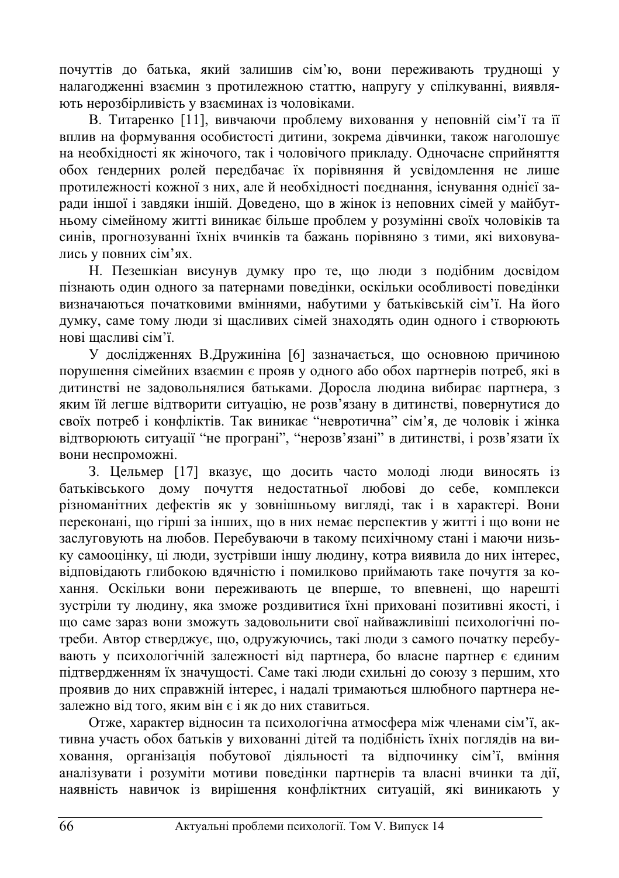почуттів до батька, який залишив сім'ю, вони переживають труднощі у налагодженні взаємин з протилежною статтю, напругу у спілкуванні, виявляють нерозбірливість у взаєминах із чоловіками.

В. Титаренко [11], вивчаючи проблему виховання у неповній сім'ї та її вплив на формування особистості дитини, зокрема дівчинки, також наголошує на необхідності як жіночого, так і чоловічого прикладу. Одночасне сприйняття обох ґендерних ролей передбачає їх порівняння й усвідомлення не лише протилежності кожної з них, але й необхідності поєднання, існування однієї заради іншої і завдяки іншій. Доведено, що в жінок із неповних сімей у майбутньому сімейному житті виникає більше проблем у розумінні своїх чоловіків та синів, прогнозуванні їхніх вчинків та бажань порівняно з тими, які виховувались у повних сім'ях.

Н. Пезешкіан висунув думку про те, що люди з подібним досвідом пізнають один одного за патернами поведінки, оскільки особливості поведінки визначаються початковими вміннями, набутими у батьківській сім'ї. На його думку, саме тому люди зі щасливих сімей знаходять один одного і створюють нові щасливі сім'ї.

У дослідженнях В.Дружиніна [6] зазначається, що основною причиною порушення сімейних взаємин є прояв у одного або обох партнерів потреб, які в дитинстві не задовольнялися батьками. Доросла людина вибирає партнера, з яким їй легше відтворити ситуацію, не розв'язану в дитинстві, повернутися до своїх потреб і конфліктів. Так виникає "невротична" сім'я, де чоловік і жінка відтворюють ситуації "не програні", "нерозв'язані" в дитинстві, і розв'язати їх вони неспроможні.

З. Цельмер [17] вказує, що досить часто молоді люди виносять із батьківського дому почуття недостатньої любові до себе, комплекси різноманітних дефектів як у зовнішньому вигляді, так і в характері. Вони переконані, що гірші за інших, що в них немає перспектив у житті і що вони не заслуговують на любов. Перебуваючи в такому психічному стані і маючи низьку самооцінку, ці люди, зустрівши іншу людину, котра виявила до них інтерес, відповідають глибокою вдячністю і помилково приймають таке почуття за кохання. Оскільки вони переживають це вперше, то впевнені, що нарешті зустріли ту людину, яка зможе роздивитися їхні приховані позитивні якості, і що саме зараз вони зможуть задовольнити свої найважливіші психологічні потреби. Автор стверджує, що, одружуючись, такі люди з самого початку перебувають у психологічній залежності від партнера, бо власне партнер є єдиним підтвердженням їх значущості. Саме такі люди схильні до союзу з першим, хто проявив до них справжній інтерес, і надалі тримаються шлюбного партнера незалежно від того, яким він є і як до них ставиться.

Отже, характер відносин та психологічна атмосфера між членами сім'ї, активна участь обох батьків у вихованні дітей та подібність їхніх поглядів на виховання, організація побутової діяльності та відпочинку сім'ї, вміння аналізувати і розуміти мотиви поведінки партнерів та власні вчинки та дії, наявність навичок із вирішення конфліктних ситуацій, які виникають у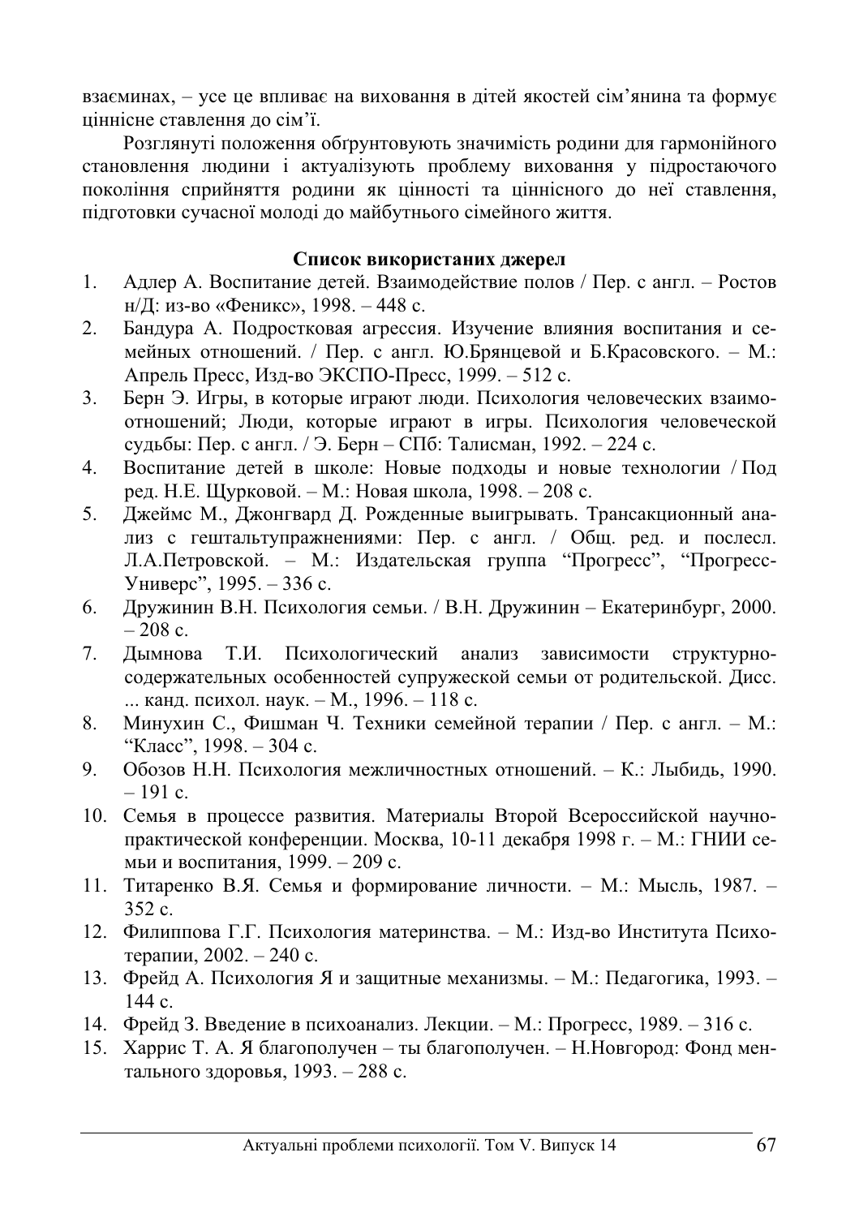взаєминах, – усе це впливає на виховання в дітей якостей сім'янина та формує ціннісне ставлення до сім'ї.

Розглянуті положення обґрунтовують значимість родини для гармонійного становлення людини і актуалізують проблему виховання у підростаючого покоління сприйняття родини як цінності та ціннісного до неї ставлення, підготовки сучасної молоді до майбутнього сімейного життя.

**Список використаних джерел**

1. Адлер А. Воспитание детей. Взаимодействие полов / Пер. с англ. – Ростов н/Д: из-во «Феникс», 1998. – 448 с.
2. Бандура А. Подростковая агрессия. Изучение влияния воспитания и семейных отношений. / Пер. с англ. Ю.Брянцевой и Б.Красовского. – М.: Апрель Пресс, Изд-во ЭКСПО-Пресс, 1999. – 512 с.
3. Берн Э. Игры, в которые играют люди. Психология человеческих взаимоотношений; Люди, которые играют в игры. Психология человеческой судьбы: Пер. с англ. / Э. Берн – СПб: Талисман, 1992. – 224 с.
4. Воспитание детей в школе: Новые подходы и новые технологии / Под ред. Н.Е. Щурковой. – М.: Новая школа, 1998. – 208 с.
5. Джеймс М., Джонгвард Д. Рожденные выигрывать. Трансакционный анализ с гештальтупражнениями: Пер. с англ. / Общ. ред. и послесл. Л.А.Петровской. – М.: Издательская группа “Прогресс”, “Прогресс-Универс”, 1995. – 336 с.
6. Дружинин В.Н. Психология семьи. / В.Н. Дружинин – Екатеринбург, 2000. – 208 с.
7. Дымнова Т.И. Психологический анализ зависимости структурно-содержательных особенностей супружеской семьи от родительской. Дисс. ... канд. психол. наук. – М., 1996. – 118 с.
8. Минухин С., Фишман Ч. Техники семейной терапии / Пер. с англ. – М.: “Класс”, 1998. – 304 с.
9. Обозов Н.Н. Психология межличностных отношений. – К.: Лыбидь, 1990. – 191 с.
10. Семья в процессе развития. Материалы Второй Всероссийской научно-практической конференции. Москва, 10-11 декабря 1998 г. – М.: ГНИИ семьи и воспитания, 1999. – 209 с.
11. Титаренко В.Я. Семья и формирование личности. – М.: Мысль, 1987. – 352 с.
12. Филиппова Г.Г. Психология материнства. – М.: Изд-во Института Психотерапии, 2002. – 240 с.
13. Фрейд А. Психология Я и защитные механизмы. – М.: Педагогика, 1993. – 144 с.
14. Фрейд З. Введение в психоанализ. Лекции. – М.: Прогресс, 1989. – 316 с.
15. Харрис Т. А. Я благополучен – ты благополучен. – Н.Новгород: Фонд ментального здоровья, 1993. – 288 с.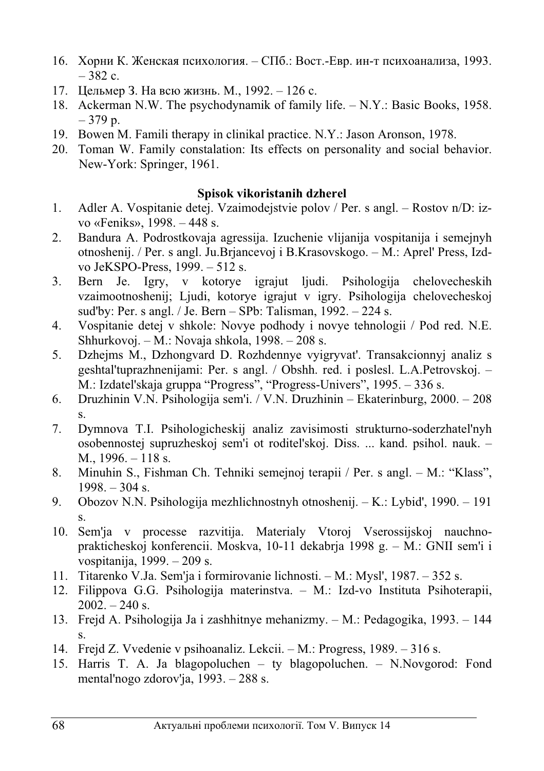16. Хорни К. Женская психология. – СПб.: Вост.-Евр. ин-т психоанализа, 1993. – 382 с.
17. Цельмер З. На всю жизнь. М., 1992. – 126 с.
18. Ackerman N.W. The psychodynamik of family life. – N.Y.: Basic Books, 1958. – 379 p.
19. Bowen M. Famili therapy in clinikal practice. N.Y.: Jason Aronson, 1978.
20. Toman W. Family constalation: Its effects on personality and social behavior. New-York: Springer, 1961.

**Spisok vikoristanih dzherel**

1. Adler A. Vospitanie detej. Vzaimodejstvie polov / Per. s angl. – Rostov n/D: iz-vo «Feniks», 1998. – 448 s.
2. Bandura A. Podrostkovaja agressija. Izuchenie vlijanija vospitanija i semejnyh otnoshenij. / Per. s angl. Ju.Brjancevoj i B.Krasovskogo. – M.: Aprel' Press, Izd-vo JeKSPO-Press, 1999. – 512 s.
3. Bern Je. Igry, v kotorye igrajut ljudi. Psihologija chelovecheskih vzaimootnoshenij; Ljudi, kotorye igrajut v igry. Psihologija chelovecheskoj sud'by: Per. s angl. / Je. Bern – SPb: Talisman, 1992. – 224 s.
4. Vospitanie detej v shkole: Novye podhody i novye tehnologii / Pod red. N.E. Shhurkovoj. – M.: Novaja shkola, 1998. – 208 s.
5. Dzhejms M., Dzhongvard D. Rozhdennye vyigryvat'. Transakcionnyj analiz s geshtal'tuprazhnenijami: Per. s angl. / Obshh. red. i poslesl. L.A.Petrovskoj. – M.: Izdatel'skaja gruppa "Progress", "Progress-Univers", 1995. – 336 s.
6. Druzhinin V.N. Psihologija sem'i. / V.N. Druzhinin – Ekaterinburg, 2000. – 208 s.
7. Dymnova T.I. Psihologicheskij analiz zavisimosti strukturno-soderzhatel'nyh osobennostej supruzheskoj sem'i ot roditel'skoj. Diss. ... kand. psihol. nauk. – M., 1996. – 118 s.
8. Minuhin S., Fishman Ch. Tehniki semejnoj terapii / Per. s angl. – M.: "Klass", 1998. – 304 s.
9. Obozov N.N. Psihologija mezhlichnostnyh otnoshenij. – K.: Lybid', 1990. – 191 s.
10. Sem'ja v processe razvitija. Materialy Vtoroj Vserossijskoj nauchno-prakticheskoj konferencii. Moskva, 10-11 dekabrja 1998 g. – M.: GNII sem'i i vospitanija, 1999. – 209 s.
11. Titarenko V.Ja. Sem'ja i formirovanie lichnosti. – M.: Mysl', 1987. – 352 s.
12. Filippova G.G. Psihologija materinstva. – M.: Izd-vo Instituta Psihoterapii, 2002. – 240 s.
13. Frejd A. Psihologija Ja i zashhitnye mehanizmy. – M.: Pedagogika, 1993. – 144 s.
14. Frejd Z. Vvedenie v psihoanaliz. Lekcii. – M.: Progress, 1989. – 316 s.
15. Harris T. A. Ja blagopoluchen – ty blagopoluchen. – N.Novgorod: Fond mental'nogo zdorov'ja, 1993. – 288 s.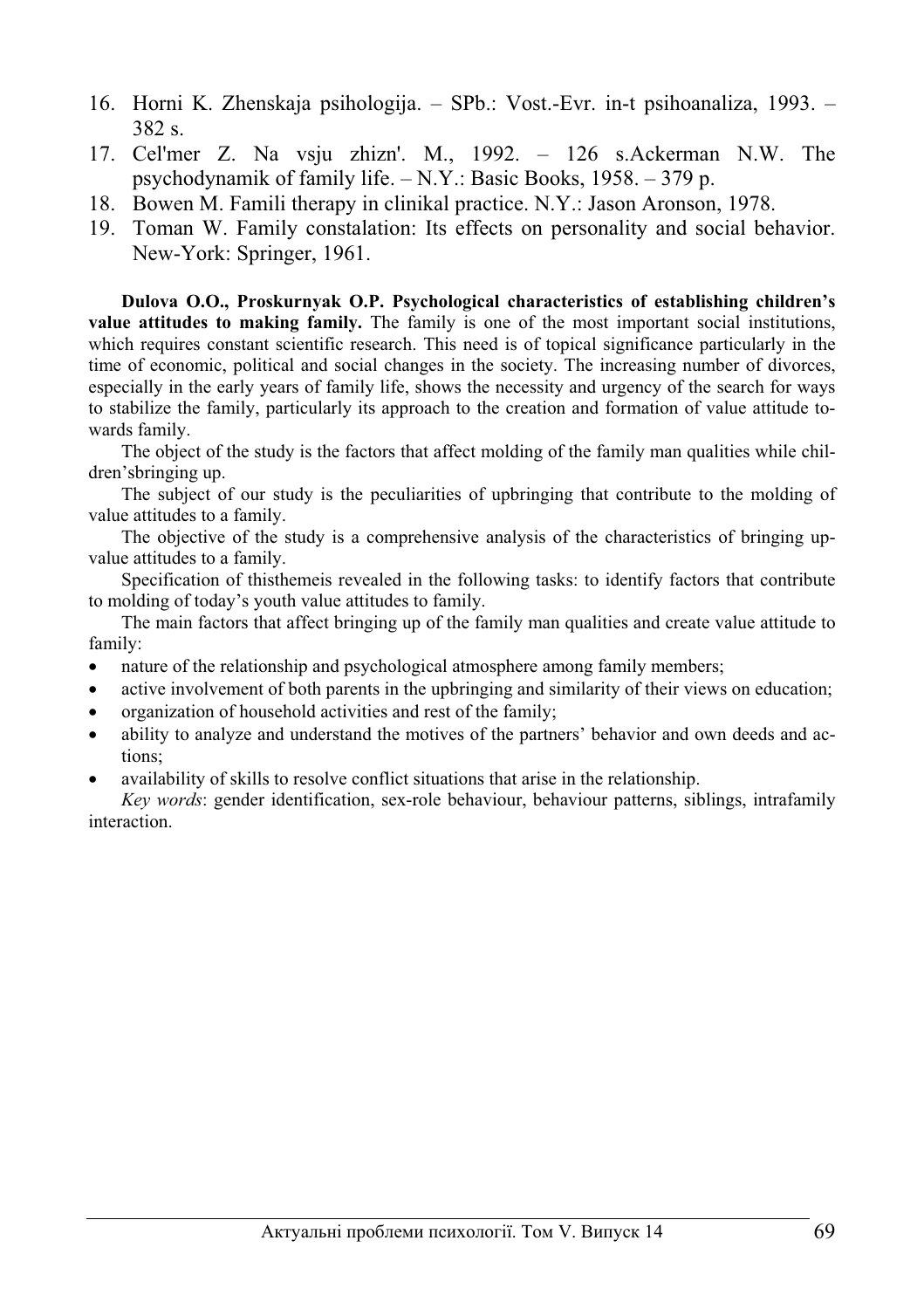16. Horni K. Zhenskaja psihologija. – SPb.: Vost.-Evr. in-t psihoanaliza, 1993. – 382 s.
17. Cel'mer Z. Na vsju zhizn'. M., 1992. – 126 s.Ackerman N.W. The psychodynamik of family life. – N.Y.: Basic Books, 1958. – 379 p.
18. Bowen M. Famili therapy in clinikal practice. N.Y.: Jason Aronson, 1978.
19. Toman W. Family constalation: Its effects on personality and social behavior. New-York: Springer, 1961.

**Dulova O.O., Proskurnyak O.P. Psychological characteristics of establishing children's value attitudes to making family.** The family is one of the most important social institutions, which requires constant scientific research. This need is of topical significance particularly in the time of economic, political and social changes in the society. The increasing number of divorces, especially in the early years of family life, shows the necessity and urgency of the search for ways to stabilize the family, particularly its approach to the creation and formation of value attitude towards family.

The object of the study is the factors that affect molding of the family man qualities while children'sbringing up.

The subject of our study is the peculiarities of upbringing that contribute to the molding of value attitudes to a family.

The objective of the study is a comprehensive analysis of the characteristics of bringing upvalue attitudes to a family.

Specification of thisthemeis revealed in the following tasks: to identify factors that contribute to molding of today's youth value attitudes to family.

The main factors that affect bringing up of the family man qualities and create value attitude to family:

- nature of the relationship and psychological atmosphere among family members;
- active involvement of both parents in the upbringing and similarity of their views on education;
- organization of household activities and rest of the family;
- ability to analyze and understand the motives of the partners' behavior and own deeds and actions;
- availability of skills to resolve conflict situations that arise in the relationship.

*Key words*: gender identification, sex-role behaviour, behaviour patterns, siblings, intrafamily interaction.